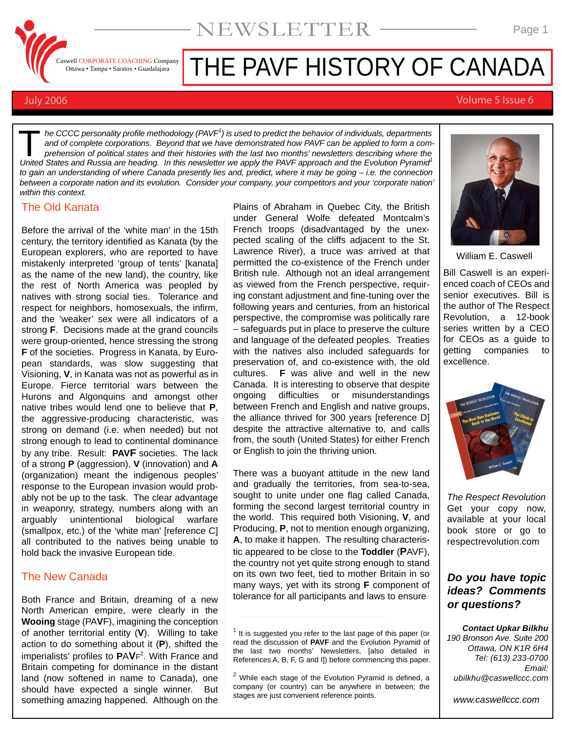# NEWSLETTER

Caswell CORPORATE COACHING Company
Ottawa • Tampa • Saratov • Guadalajara

# THE PAVF HISTORY OF CANADA

July 2006 — Volume 5 Issue 6

*The CCCC personality profile methodology (PAVF[1]) is used to predict the behavior of individuals, departments and of complete corporations. Beyond that we have demonstrated how PAVF can be applied to form a comprehension of political states and their histories with the last two months' newsletters describing where the United States and Russia are heading. In this newsletter we apply the PAVF approach and the Evolution Pyramid[1] to gain an understanding of where Canada presently lies and, predict, where it may be going – i.e. the connection between a corporate nation and its evolution. Consider your company, your competitors and your 'corporate nation' within this context.*

## The Old Kanata

Before the arrival of the 'white man' in the 15th century, the territory identified as Kanata (by the European explorers, who are reported to have mistakenly interpreted 'group of tents' [kanata] as the name of the new land), the country, like the rest of North America was peopled by natives with strong social ties. Tolerance and respect for neighbors, homosexuals, the infirm, and the 'weaker' sex were all indicators of a strong **F**. Decisions made at the grand councils were group-oriented, hence stressing the strong **F** of the societies. Progress in Kanata, by European standards, was slow suggesting that Visioning, **V**, in Kanata was not as powerful as in Europe. Fierce territorial wars between the Hurons and Algonquins and amongst other native tribes would lend one to believe that **P**, the aggressive-producing characteristic, was strong on demand (i.e. when needed) but not strong enough to lead to continental dominance by any tribe. Result: **PAVF** societies. The lack of a strong **P** (aggression), **V** (innovation) and **A** (organization) meant the indigenous peoples' response to the European invasion would probably not be up to the task. The clear advantage in weaponry, strategy, numbers along with an arguably unintentional biological warfare (smallpox, etc.) of the 'white man' [reference C] all contributed to the natives being unable to hold back the invasive European tide.

## The New Canada

Both France and Britain, dreaming of a new North American empire, were clearly in the **Wooing** stage (PAV**F**), imagining the conception of another territorial entity (**V**). Willing to take action to do something about it (**P**), shifted the imperialists' profiles to **P**A**VF**[2]. With France and Britain competing for dominance in the distant land (now softened in name to Canada), one should have expected a single winner. But something amazing happened. Although on the Plains of Abraham in Quebec City, the British under General Wolfe defeated Montcalm's French troops (disadvantaged by the unexpected scaling of the cliffs adjacent to the St. Lawrence River), a truce was arrived at that permitted the co-existence of the French under British rule. Although not an ideal arrangement as viewed from the French perspective, requiring constant adjustment and fine-tuning over the following years and centuries, from an historical perspective, the compromise was politically rare – safeguards put in place to preserve the culture and language of the defeated peoples. Treaties with the natives also included safeguards for preservation of, and co-existence with, the old cultures. **F** was alive and well in the new Canada. It is interesting to observe that despite ongoing difficulties or misunderstandings between French and English and native groups, the alliance thrived for 300 years [reference D] despite the attractive alternative to, and calls from, the south (United States) for either French or English to join the thriving union.

There was a buoyant attitude in the new land and gradually the territories, from sea-to-sea, sought to unite under one flag called Canada, forming the second largest territorial country in the world. This required both Visioning, **V**, and Producing, **P**, not to mention enough organizing, **A**, to make it happen. The resulting characteristic appeared to be close to the **Toddler** (**P**AVF), the country not yet quite strong enough to stand on its own two feet, tied to mother Britain in so many ways, yet with its strong **F** component of tolerance for all participants and laws to ensure

---

[1] It is suggested you refer to the last page of this paper (or read the discussion of **PAVF** and the Evolution Pyramid of the last two months' Newsletters, [also detailed in References A, B, F, G and I]) before commencing this paper.

[2] While each stage of the Evolution Pyramid is defined, a company (or country) can be anywhere in between; the stages are just convenient reference points.

---

William E. Caswell

Bill Caswell is an experienced coach of CEOs and senior executives. Bill is the author of The Respect Revolution, a 12-book series written by a CEO for CEOs as a guide to getting companies to excellence.

*The Respect Revolution*
Get your copy now, available at your local book store or go to respectrevolution.com

***Do you have topic ideas? Comments or questions?***

***Contact Upkar Bilkhu***
*190 Bronson Ave. Suite 200*
*Ottawa, ON K1R 6H4*
*Tel: (613) 233-0700*
*Email: ubilkhu@caswellccc.com*

*www.caswellccc.com*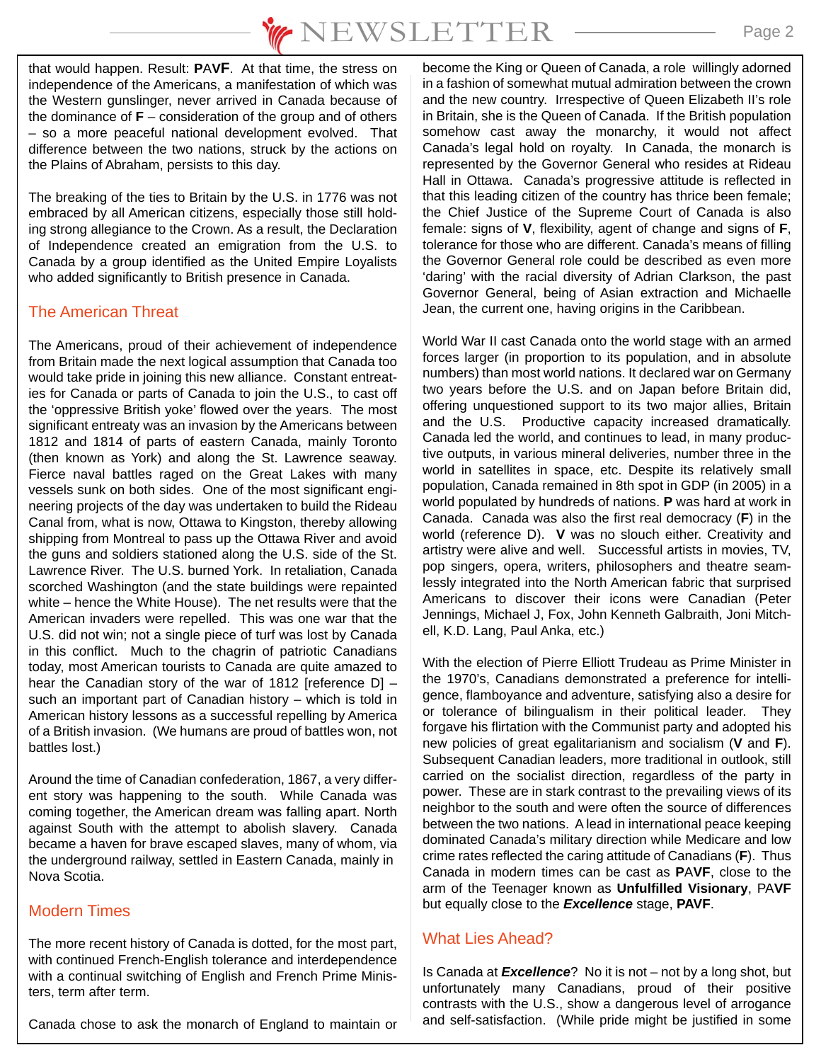that would happen. Result: **P**A**VF**. At that time, the stress on independence of the Americans, a manifestation of which was the Western gunslinger, never arrived in Canada because of the dominance of **F** – consideration of the group and of others – so a more peaceful national development evolved. That difference between the two nations, struck by the actions on the Plains of Abraham, persists to this day.

The breaking of the ties to Britain by the U.S. in 1776 was not embraced by all American citizens, especially those still holding strong allegiance to the Crown. As a result, the Declaration of Independence created an emigration from the U.S. to Canada by a group identified as the United Empire Loyalists who added significantly to British presence in Canada.

## The American Threat

The Americans, proud of their achievement of independence from Britain made the next logical assumption that Canada too would take pride in joining this new alliance. Constant entreaties for Canada or parts of Canada to join the U.S., to cast off the 'oppressive British yoke' flowed over the years. The most significant entreaty was an invasion by the Americans between 1812 and 1814 of parts of eastern Canada, mainly Toronto (then known as York) and along the St. Lawrence seaway. Fierce naval battles raged on the Great Lakes with many vessels sunk on both sides. One of the most significant engineering projects of the day was undertaken to build the Rideau Canal from, what is now, Ottawa to Kingston, thereby allowing shipping from Montreal to pass up the Ottawa River and avoid the guns and soldiers stationed along the U.S. side of the St. Lawrence River. The U.S. burned York. In retaliation, Canada scorched Washington (and the state buildings were repainted white – hence the White House). The net results were that the American invaders were repelled. This was one war that the U.S. did not win; not a single piece of turf was lost by Canada in this conflict. Much to the chagrin of patriotic Canadians today, most American tourists to Canada are quite amazed to hear the Canadian story of the war of 1812 [reference D] – such an important part of Canadian history – which is told in American history lessons as a successful repelling by America of a British invasion. (We humans are proud of battles won, not battles lost.)

Around the time of Canadian confederation, 1867, a very different story was happening to the south. While Canada was coming together, the American dream was falling apart. North against South with the attempt to abolish slavery. Canada became a haven for brave escaped slaves, many of whom, via the underground railway, settled in Eastern Canada, mainly in Nova Scotia.

## Modern Times

The more recent history of Canada is dotted, for the most part, with continued French-English tolerance and interdependence with a continual switching of English and French Prime Ministers, term after term.

Canada chose to ask the monarch of England to maintain or become the King or Queen of Canada, a role willingly adorned in a fashion of somewhat mutual admiration between the crown and the new country. Irrespective of Queen Elizabeth II's role in Britain, she is the Queen of Canada. If the British population somehow cast away the monarchy, it would not affect Canada's legal hold on royalty. In Canada, the monarch is represented by the Governor General who resides at Rideau Hall in Ottawa. Canada's progressive attitude is reflected in that this leading citizen of the country has thrice been female; the Chief Justice of the Supreme Court of Canada is also female: signs of **V**, flexibility, agent of change and signs of **F**, tolerance for those who are different. Canada's means of filling the Governor General role could be described as even more 'daring' with the racial diversity of Adrian Clarkson, the past Governor General, being of Asian extraction and Michaelle Jean, the current one, having origins in the Caribbean.

World War II cast Canada onto the world stage with an armed forces larger (in proportion to its population, and in absolute numbers) than most world nations. It declared war on Germany two years before the U.S. and on Japan before Britain did, offering unquestioned support to its two major allies, Britain and the U.S. Productive capacity increased dramatically. Canada led the world, and continues to lead, in many productive outputs, in various mineral deliveries, number three in the world in satellites in space, etc. Despite its relatively small population, Canada remained in 8th spot in GDP (in 2005) in a world populated by hundreds of nations. **P** was hard at work in Canada. Canada was also the first real democracy (**F**) in the world (reference D). **V** was no slouch either. Creativity and artistry were alive and well. Successful artists in movies, TV, pop singers, opera, writers, philosophers and theatre seamlessly integrated into the North American fabric that surprised Americans to discover their icons were Canadian (Peter Jennings, Michael J, Fox, John Kenneth Galbraith, Joni Mitchell, K.D. Lang, Paul Anka, etc.)

With the election of Pierre Elliott Trudeau as Prime Minister in the 1970's, Canadians demonstrated a preference for intelligence, flamboyance and adventure, satisfying also a desire for or tolerance of bilingualism in their political leader. They forgave his flirtation with the Communist party and adopted his new policies of great egalitarianism and socialism (**V** and **F**). Subsequent Canadian leaders, more traditional in outlook, still carried on the socialist direction, regardless of the party in power. These are in stark contrast to the prevailing views of its neighbor to the south and were often the source of differences between the two nations. A lead in international peace keeping dominated Canada's military direction while Medicare and low crime rates reflected the caring attitude of Canadians (**F**). Thus Canada in modern times can be cast as **P**A**VF**, close to the arm of the Teenager known as **Unfulfilled Visionary**, PA**VF** but equally close to the ***Excellence*** stage, **PAVF**.

## What Lies Ahead?

Is Canada at ***Excellence***? No it is not – not by a long shot, but unfortunately many Canadians, proud of their positive contrasts with the U.S., show a dangerous level of arrogance and self-satisfaction. (While pride might be justified in some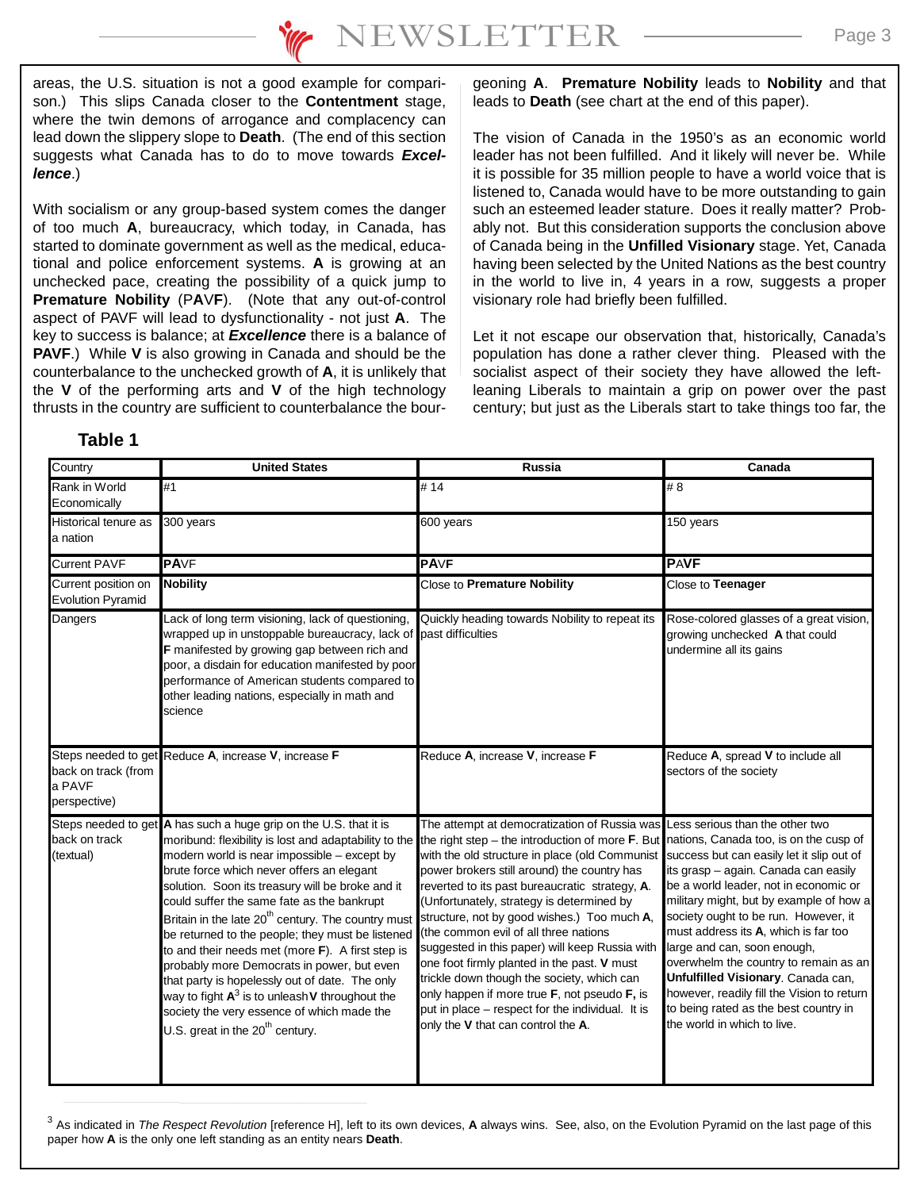areas, the U.S. situation is not a good example for comparison.) This slips Canada closer to the **Contentment** stage, where the twin demons of arrogance and complacency can lead down the slippery slope to **Death**. (The end of this section suggests what Canada has to do to move towards ***Excellence***.)

With socialism or any group-based system comes the danger of too much **A**, bureaucracy, which today, in Canada, has started to dominate government as well as the medical, educational and police enforcement systems. **A** is growing at an unchecked pace, creating the possibility of a quick jump to **Premature Nobility** (P**A**V**F**). (Note that any out-of-control aspect of PAVF will lead to dysfunctionality - not just **A**. The key to success is balance; at ***Excellence*** there is a balance of **PAVF**.) While **V** is also growing in Canada and should be the counterbalance to the unchecked growth of **A**, it is unlikely that the **V** of the performing arts and **V** of the high technology thrusts in the country are sufficient to counterbalance the bourgeoning **A**. **Premature Nobility** leads to **Nobility** and that leads to **Death** (see chart at the end of this paper).

The vision of Canada in the 1950's as an economic world leader has not been fulfilled. And it likely will never be. While it is possible for 35 million people to have a world voice that is listened to, Canada would have to be more outstanding to gain such an esteemed leader stature. Does it really matter? Probably not. But this consideration supports the conclusion above of Canada being in the **Unfilled Visionary** stage. Yet, Canada having been selected by the United Nations as the best country in the world to live in, 4 years in a row, suggests a proper visionary role had briefly been fulfilled.

Let it not escape our observation that, historically, Canada's population has done a rather clever thing. Pleased with the socialist aspect of their society they have allowed the left-leaning Liberals to maintain a grip on power over the past century; but just as the Liberals start to take things too far, the

**Table 1**

| Country | United States | Russia | Canada |
|---|---|---|---|
| Rank in World Economically | #1 | # 14 | # 8 |
| Historical tenure as a nation | 300 years | 600 years | 150 years |
| Current PAVF | **PA**VF | **PA**VF | **P**A**VF** |
| Current position on Evolution Pyramid | **Nobility** | Close to **Premature Nobility** | Close to **Teenager** |
| Dangers | Lack of long term visioning, lack of questioning, wrapped up in unstoppable bureaucracy, lack of **F** manifested by growing gap between rich and poor, a disdain for education manifested by poor performance of American students compared to other leading nations, especially in math and science | Quickly heading towards Nobility to repeat its past difficulties | Rose-colored glasses of a great vision, growing unchecked **A** that could undermine all its gains |
| Steps needed to get back on track (from a PAVF perspective) | Reduce **A**, increase **V**, increase **F** | Reduce **A**, increase **V**, increase **F** | Reduce **A**, spread **V** to include all sectors of the society |
| Steps needed to get back on track (textual) | **A** has such a huge grip on the U.S. that it is moribund: flexibility is lost and adaptability to the modern world is near impossible – except by brute force which never offers an elegant solution. Soon its treasury will be broke and it could suffer the same fate as the bankrupt Britain in the late 20th century. The country must be returned to the people; they must be listened to and their needs met (more **F**). A first step is probably more Democrats in power, but even that party is hopelessly out of date. The only way to fight **A**[3] is to unleash **V** throughout the society the very essence of which made the U.S. great in the 20th century. | The attempt at democratization of Russia was the right step – the introduction of more **F**. But with the old structure in place (old Communist power brokers still around) the country has reverted to its past bureaucratic strategy, **A**. (Unfortunately, strategy is determined by structure, not by good wishes.) Too much **A**, (the common evil of all three nations suggested in this paper) will keep Russia with one foot firmly planted in the past. **V** must trickle down though the society, which can only happen if more true **F**, not pseudo **F,** is put in place – respect for the individual. It is only the **V** that can control the **A**. | Less serious than the other two nations, Canada too, is on the cusp of success but can easily let it slip out of its grasp – again. Canada can easily be a world leader, not in economic or military might, but by example of how a society ought to be run. However, it must address its **A**, which is far too large and can, soon enough, overwhelm the country to remain as an **Unfulfilled Visionary**. Canada can, however, readily fill the Vision to return to being rated as the best country in the world in which to live. |

[3] As indicated in *The Respect Revolution* [reference H], left to its own devices, **A** always wins. See, also, on the Evolution Pyramid on the last page of this paper how **A** is the only one left standing as an entity nears **Death**.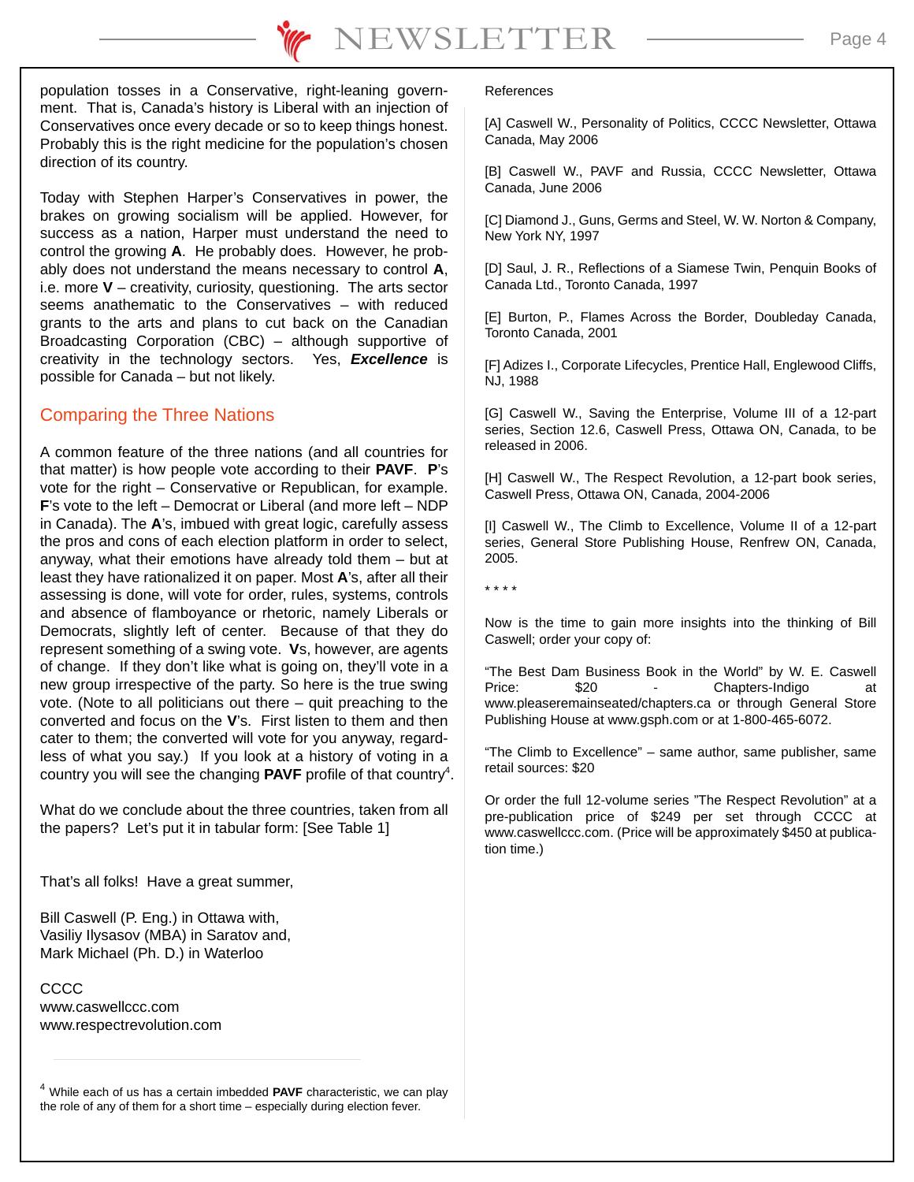population tosses in a Conservative, right-leaning government. That is, Canada's history is Liberal with an injection of Conservatives once every decade or so to keep things honest. Probably this is the right medicine for the population's chosen direction of its country.

Today with Stephen Harper's Conservatives in power, the brakes on growing socialism will be applied. However, for success as a nation, Harper must understand the need to control the growing **A**. He probably does. However, he probably does not understand the means necessary to control **A**, i.e. more **V** – creativity, curiosity, questioning. The arts sector seems anathematic to the Conservatives – with reduced grants to the arts and plans to cut back on the Canadian Broadcasting Corporation (CBC) – although supportive of creativity in the technology sectors. Yes, ***Excellence*** is possible for Canada – but not likely.

## Comparing the Three Nations

A common feature of the three nations (and all countries for that matter) is how people vote according to their **PAVF**. **P**'s vote for the right – Conservative or Republican, for example. **F**'s vote to the left – Democrat or Liberal (and more left – NDP in Canada). The **A**'s, imbued with great logic, carefully assess the pros and cons of each election platform in order to select, anyway, what their emotions have already told them – but at least they have rationalized it on paper. Most **A**'s, after all their assessing is done, will vote for order, rules, systems, controls and absence of flamboyance or rhetoric, namely Liberals or Democrats, slightly left of center. Because of that they do represent something of a swing vote. **V**s, however, are agents of change. If they don't like what is going on, they'll vote in a new group irrespective of the party. So here is the true swing vote. (Note to all politicians out there – quit preaching to the converted and focus on the **V**'s. First listen to them and then cater to them; the converted will vote for you anyway, regardless of what you say.) If you look at a history of voting in a country you will see the changing **PAVF** profile of that country[4].

What do we conclude about the three countries, taken from all the papers? Let's put it in tabular form: [See Table 1]

That's all folks! Have a great summer,

Bill Caswell (P. Eng.) in Ottawa with,
Vasiliy Ilysasov (MBA) in Saratov and,
Mark Michael (Ph. D.) in Waterloo

CCCC
www.caswellccc.com
www.respectrevolution.com

[4] While each of us has a certain imbedded **PAVF** characteristic, we can play the role of any of them for a short time – especially during election fever.

References

[A] Caswell W., Personality of Politics, CCCC Newsletter, Ottawa Canada, May 2006

[B] Caswell W., PAVF and Russia, CCCC Newsletter, Ottawa Canada, June 2006

[C] Diamond J., Guns, Germs and Steel, W. W. Norton & Company, New York NY, 1997

[D] Saul, J. R., Reflections of a Siamese Twin, Penquin Books of Canada Ltd., Toronto Canada, 1997

[E] Burton, P., Flames Across the Border, Doubleday Canada, Toronto Canada, 2001

[F] Adizes I., Corporate Lifecycles, Prentice Hall, Englewood Cliffs, NJ, 1988

[G] Caswell W., Saving the Enterprise, Volume III of a 12-part series, Section 12.6, Caswell Press, Ottawa ON, Canada, to be released in 2006.

[H] Caswell W., The Respect Revolution, a 12-part book series, Caswell Press, Ottawa ON, Canada, 2004-2006

[I] Caswell W., The Climb to Excellence, Volume II of a 12-part series, General Store Publishing House, Renfrew ON, Canada, 2005.

* * * *

Now is the time to gain more insights into the thinking of Bill Caswell; order your copy of:

"The Best Dam Business Book in the World" by W. E. Caswell Price: $20 - Chapters-Indigo at www.pleaseremainseated/chapters.ca or through General Store Publishing House at www.gsph.com or at 1-800-465-6072.

"The Climb to Excellence" – same author, same publisher, same retail sources: $20

Or order the full 12-volume series "The Respect Revolution" at a pre-publication price of $249 per set through CCCC at www.caswellccc.com. (Price will be approximately $450 at publication time.)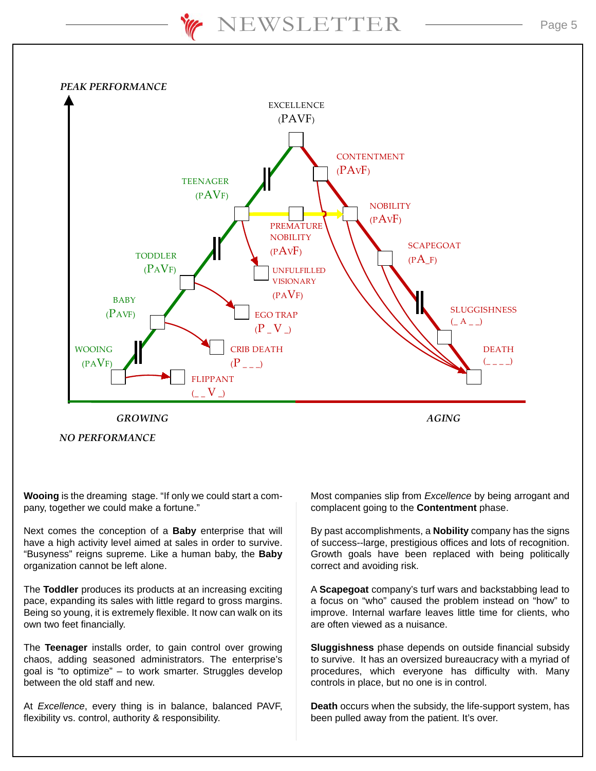PEAK PERFORMANCE

EXCELLENCE
(PAVF)

CONTENTMENT
(PAvF)

TEENAGER
(pAVF)

NOBILITY
(pAvF)

PREMATURE NOBILITY
(pAvF)

SCAPEGOAT
(PA_F)

TODDLER
(PaVF)

UNFULFILLED VISIONARY
(paVF)

BABY
(PavF)

EGO TRAP
(P _ V _)

SLUGGISHNESS
(_ A _ _)

WOOING
(paVF)

CRIB DEATH
(P _ _ _)

DEATH
(_ _ _ _)

FLIPPANT
(_ _ V _)

GROWING

AGING

NO PERFORMANCE

**Wooing** is the dreaming stage. “If only we could start a company, together we could make a fortune.”

Next comes the conception of a **Baby** enterprise that will have a high activity level aimed at sales in order to survive. “Busyness” reigns supreme. Like a human baby, the **Baby** organization cannot be left alone.

The **Toddler** produces its products at an increasing exciting pace, expanding its sales with little regard to gross margins. Being so young, it is extremely flexible. It now can walk on its own two feet financially.

The **Teenager** installs order, to gain control over growing chaos, adding seasoned administrators. The enterprise’s goal is “to optimize” – to work smarter. Struggles develop between the old staff and new.

At *Excellence*, every thing is in balance, balanced PAVF, flexibility vs. control, authority & responsibility.

Most companies slip from *Excellence* by being arrogant and complacent going to the **Contentment** phase.

By past accomplishments, a **Nobility** company has the signs of success--large, prestigious offices and lots of recognition. Growth goals have been replaced with being politically correct and avoiding risk.

A **Scapegoat** company’s turf wars and backstabbing lead to a focus on “who” caused the problem instead on “how” to improve. Internal warfare leaves little time for clients, who are often viewed as a nuisance.

**Sluggishness** phase depends on outside financial subsidy to survive. It has an oversized bureaucracy with a myriad of procedures, which everyone has difficulty with. Many controls in place, but no one is in control.

**Death** occurs when the subsidy, the life-support system, has been pulled away from the patient. It’s over.